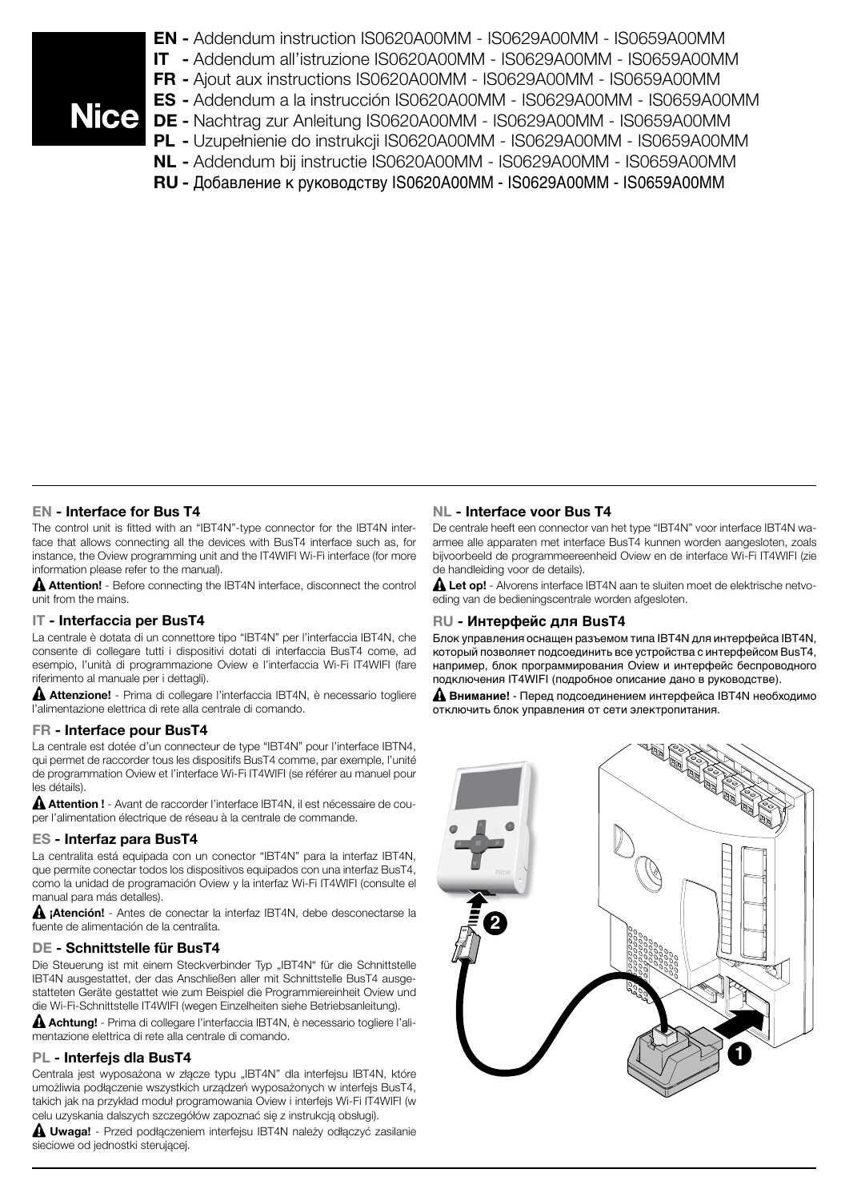**Nice**

**EN -** Addendum instruction IS0620A00MM - IS0629A00MM - IS0659A00MM
**IT -** Addendum all'istruzione IS0620A00MM - IS0629A00MM - IS0659A00MM
**FR -** Ajout aux instructions IS0620A00MM - IS0629A00MM - IS0659A00MM
**ES -** Addendum a la instrucción IS0620A00MM - IS0629A00MM - IS0659A00MM
**DE -** Nachtrag zur Anleitung IS0620A00MM - IS0629A00MM - IS0659A00MM
**PL -** Uzupełnienie do instrukcji IS0620A00MM - IS0629A00MM - IS0659A00MM
**NL -** Addendum bij instructie IS0620A00MM - IS0629A00MM - IS0659A00MM
**RU -** Добавление к руководству IS0620A00MM - IS0629A00MM - IS0659A00MM

### EN - Interface for Bus T4

The control unit is fitted with an "IBT4N"-type connector for the IBT4N interface that allows connecting all the devices with BusT4 interface such as, for instance, the Oview programming unit and the IT4WIFI Wi-Fi interface (for more information please refer to the manual).

**Attention!** - Before connecting the IBT4N interface, disconnect the control unit from the mains.

### IT - Interfaccia per BusT4

La centrale è dotata di un connettore tipo "IBT4N" per l'interfaccia IBT4N, che consente di collegare tutti i dispositivi dotati di interfaccia BusT4 come, ad esempio, l'unità di programmazione Oview e l'interfaccia Wi-Fi IT4WIFI (fare riferimento al manuale per i dettagli).

**Attenzione!** - Prima di collegare l'interfaccia IBT4N, è necessario togliere l'alimentazione elettrica di rete alla centrale di comando.

### FR - Interface pour BusT4

La centrale est dotée d'un connecteur de type "IBT4N" pour l'interface IBTN4, qui permet de raccorder tous les dispositifs BusT4 comme, par exemple, l'unité de programmation Oview et l'interface Wi-Fi IT4WIFI (se référer au manuel pour les détails).

**Attention !** - Avant de raccorder l'interface IBT4N, il est nécessaire de couper l'alimentation électrique de réseau à la centrale de commande.

### ES - Interfaz para BusT4

La centralita está equipada con un conector "IBT4N" para la interfaz IBT4N, que permite conectar todos los dispositivos equipados con una interfaz BusT4, como la unidad de programación Oview y la interfaz Wi-Fi IT4WIFI (consulte el manual para más detalles).

**¡Atención!** - Antes de conectar la interfaz IBT4N, debe desconectarse la fuente de alimentación de la centralita.

### DE - Schnittstelle für BusT4

Die Steuerung ist mit einem Steckverbinder Typ „IBT4N" für die Schnittstelle IBT4N ausgestattet, der das Anschließen aller mit Schnittstelle BusT4 ausgestatteten Geräte gestattet wie zum Beispiel die Programmiereinheit Oview und die Wi-Fi-Schnittstelle IT4WIFI (wegen Einzelheiten siehe Betriebsanleitung).

**Achtung!** - Prima di collegare l'interfaccia IBT4N, è necessario togliere l'alimentazione elettrica di rete alla centrale di comando.

### PL - Interfejs dla BusT4

Centrala jest wyposażona w złącze typu „IBT4N" dla interfejsu IBT4N, które umożliwia podłączenie wszystkich urządzeń wyposażonych w interfejs BusT4, takich jak na przykład moduł programowania Oview i interfejs Wi-Fi IT4WIFI (w celu uzyskania dalszych szczegółów zapoznać się z instrukcją obsługi).

**Uwaga!** - Przed podłączeniem interfejsu IBT4N należy odłączyć zasilanie sieciowe od jednostki sterującej.

### NL - Interface voor Bus T4

De centrale heeft een connector van het type "IBT4N" voor interface IBT4N waarmee alle apparaten met interface BusT4 kunnen worden aangesloten, zoals bijvoorbeeld de programmeereenheid Oview en de interface Wi-Fi IT4WIFI (zie de handleiding voor de details).

**Let op!** - Alvorens interface IBT4N aan te sluiten moet de elektrische netvoeding van de bedieningscentrale worden afgesloten.

### RU - Интерфейс для BusT4

Блок управления оснащен разъемом типа IBT4N для интерфейса IBT4N, который позволяет подсоединить все устройства с интерфейсом BusT4, например, блок программирования Oview и интерфейс беспроводного подключения IT4WIFI (подробное описание дано в руководстве).

**Внимание!** - Перед подсоединением интерфейса IBT4N необходимо отключить блок управления от сети электропитания.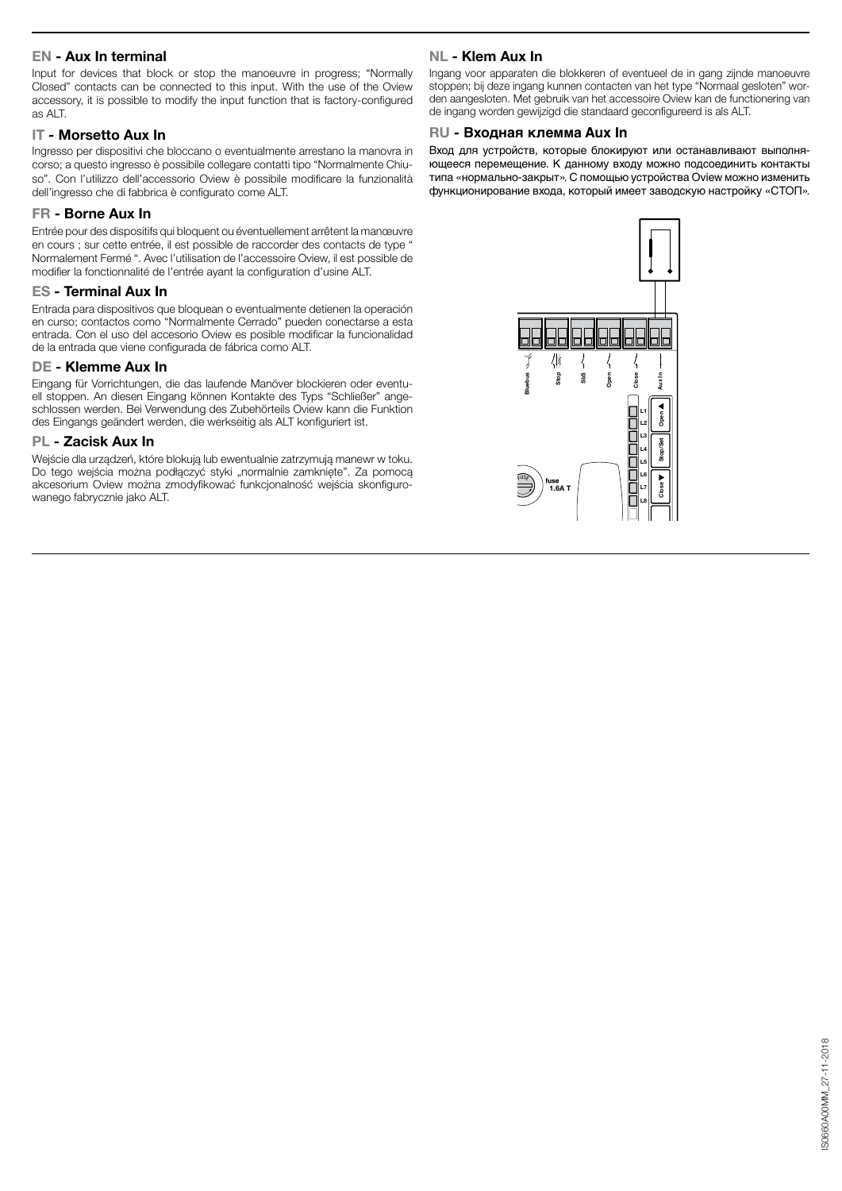## EN - Aux In terminal

Input for devices that block or stop the manoeuvre in progress; "Normally Closed" contacts can be connected to this input. With the use of the Oview accessory, it is possible to modify the input function that is factory-configured as ALT.

## IT - Morsetto Aux In

Ingresso per dispositivi che bloccano o eventualmente arrestano la manovra in corso; a questo ingresso è possibile collegare contatti tipo "Normalmente Chiuso". Con l'utilizzo dell'accessorio Oview è possibile modificare la funzionalità dell'ingresso che di fabbrica è configurato come ALT.

## FR - Borne Aux In

Entrée pour des dispositifs qui bloquent ou éventuellement arrêtent la manœuvre en cours ; sur cette entrée, il est possible de raccorder des contacts de type " Normalement Fermé ". Avec l'utilisation de l'accessoire Oview, il est possible de modifier la fonctionnalité de l'entrée ayant la configuration d'usine ALT.

## ES - Terminal Aux In

Entrada para dispositivos que bloquean o eventualmente detienen la operación en curso; contactos como "Normalmente Cerrado" pueden conectarse a esta entrada. Con el uso del accesorio Oview es posible modificar la funcionalidad de la entrada que viene configurada de fábrica como ALT.

## DE - Klemme Aux In

Eingang für Vorrichtungen, die das laufende Manöver blockieren oder eventuell stoppen. An diesen Eingang können Kontakte des Typs "Schließer" angeschlossen werden. Bei Verwendung des Zubehörteils Oview kann die Funktion des Eingangs geändert werden, die werkseitig als ALT konfiguriert ist.

## PL - Zacisk Aux In

Wejście dla urządzeń, które blokują lub ewentualnie zatrzymują manewr w toku. Do tego wejścia można podłączyć styki „normalnie zamknięte". Za pomocą akcesorium Oview można zmodyfikować funkcjonalność wejścia skonfigurowanego fabrycznie jako ALT.

## NL - Klem Aux In

Ingang voor apparaten die blokkeren of eventueel de in gang zijnde manoeuvre stoppen; bij deze ingang kunnen contacten van het type "Normaal gesloten" worden aangesloten. Met gebruik van het accessoire Oview kan de functionering van de ingang worden gewijzigd die standaard geconfigureerd is als ALT.

## RU - Входная клемма Aux In

Вход для устройств, которые блокируют или останавливают выполняющееся перемещение. К данному входу можно подсоединить контакты типа «нормально-закрыт». С помощью устройства Oview можно изменить функционирование входа, который имеет заводскую настройку «СТОП».

Bluebus
Stop
SbS
Open
Close
Aux In
L1
L2
L3
L4
L5
L6
L7
L8
Open ▲
Stop/Set
Close ▼
fuse
1.6A T

IS0660A00MM_27-11-2018